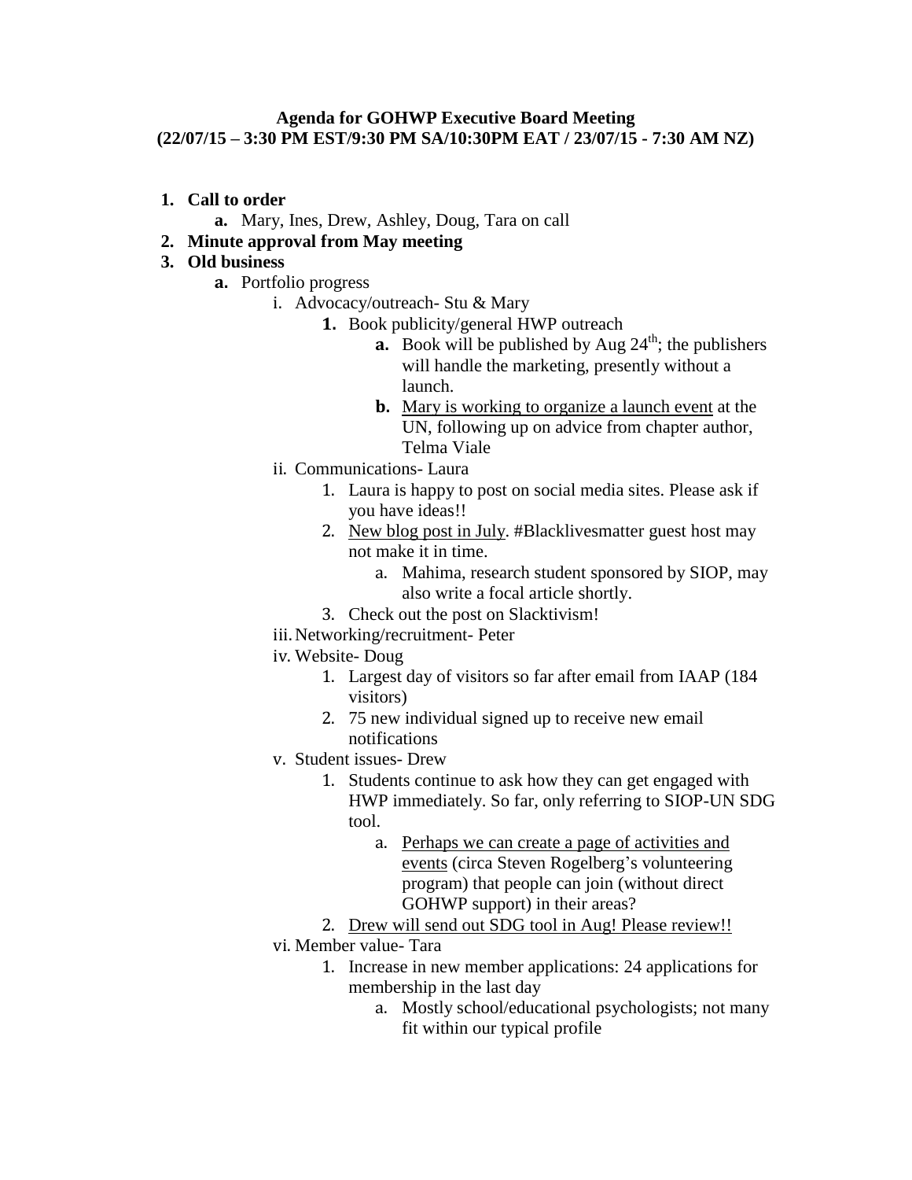**Agenda for GOHWP Executive Board Meeting**
**(22/07/15 – 3:30 PM EST/9:30 PM SA/10:30PM EAT / 23/07/15 - 7:30 AM NZ)**

1. **Call to order**
    a. Mary, Ines, Drew, Ashley, Doug, Tara on call
2. **Minute approval from May meeting**
3. **Old business**
    a. Portfolio progress
        i. Advocacy/outreach- Stu & Mary
            1. Book publicity/general HWP outreach
                a. Book will be published by Aug 24th; the publishers will handle the marketing, presently without a launch.
                b. Mary is working to organize a launch event at the UN, following up on advice from chapter author, Telma Viale
        ii. Communications- Laura
            1. Laura is happy to post on social media sites. Please ask if you have ideas!!
            2. New blog post in July. #Blacklivesmatter guest host may not make it in time.
                a. Mahima, research student sponsored by SIOP, may also write a focal article shortly.
            3. Check out the post on Slacktivism!
        iii. Networking/recruitment- Peter
        iv. Website- Doug
            1. Largest day of visitors so far after email from IAAP (184 visitors)
            2. 75 new individual signed up to receive new email notifications
        v. Student issues- Drew
            1. Students continue to ask how they can get engaged with HWP immediately. So far, only referring to SIOP-UN SDG tool.
                a. Perhaps we can create a page of activities and events (circa Steven Rogelberg's volunteering program) that people can join (without direct GOHWP support) in their areas?
            2. Drew will send out SDG tool in Aug! Please review!!
        vi. Member value- Tara
            1. Increase in new member applications: 24 applications for membership in the last day
                a. Mostly school/educational psychologists; not many fit within our typical profile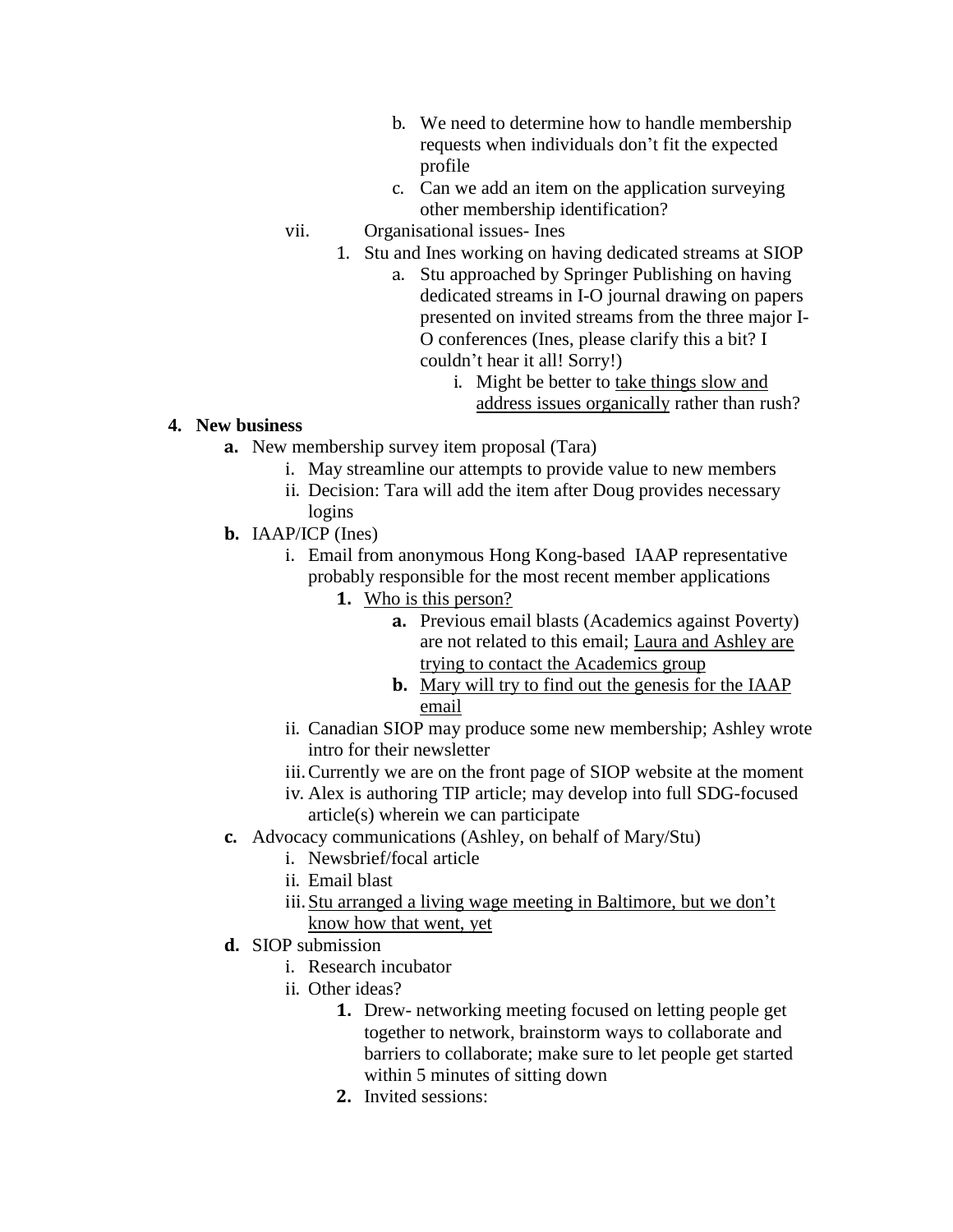- b. We need to determine how to handle membership requests when individuals don't fit the expected profile
   - c. Can we add an item on the application surveying other membership identification?
- vii. Organisational issues- Ines
   1. Stu and Ines working on having dedicated streams at SIOP
      - a. Stu approached by Springer Publishing on having dedicated streams in I-O journal drawing on papers presented on invited streams from the three major I-O conferences (Ines, please clarify this a bit? I couldn't hear it all! Sorry!)
         - i. Might be better to <u>take things slow and address issues organically</u> rather than rush?

**4. New business**

- **a.** New membership survey item proposal (Tara)
   - i. May streamline our attempts to provide value to new members
   - ii. Decision: Tara will add the item after Doug provides necessary logins
- **b.** IAAP/ICP (Ines)
   - i. Email from anonymous Hong Kong-based IAAP representative probably responsible for the most recent member applications
      - **1.** <u>Who is this person?</u>
         - **a.** Previous email blasts (Academics against Poverty) are not related to this email; <u>Laura and Ashley are trying to contact the Academics group</u>
         - **b.** <u>Mary will try to find out the genesis for the IAAP email</u>
   - ii. Canadian SIOP may produce some new membership; Ashley wrote intro for their newsletter
   - iii. Currently we are on the front page of SIOP website at the moment
   - iv. Alex is authoring TIP article; may develop into full SDG-focused article(s) wherein we can participate
- **c.** Advocacy communications (Ashley, on behalf of Mary/Stu)
   - i. Newsbrief/focal article
   - ii. Email blast
   - iii. <u>Stu arranged a living wage meeting in Baltimore, but we don't know how that went, yet</u>
- **d.** SIOP submission
   - i. Research incubator
   - ii. Other ideas?
      - **1.** Drew- networking meeting focused on letting people get together to network, brainstorm ways to collaborate and barriers to collaborate; make sure to let people get started within 5 minutes of sitting down
      - **2.** Invited sessions: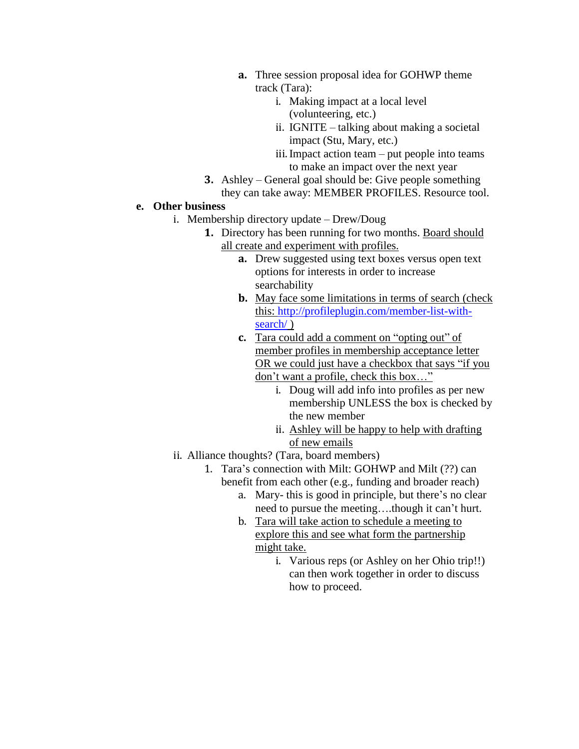a. Three session proposal idea for GOHWP theme track (Tara):
   i. Making impact at a local level (volunteering, etc.)
   ii. IGNITE – talking about making a societal impact (Stu, Mary, etc.)
   iii. Impact action team – put people into teams to make an impact over the next year

3. Ashley – General goal should be: Give people something they can take away: MEMBER PROFILES. Resource tool.

**e. Other business**

i. Membership directory update – Drew/Doug

1. Directory has been running for two months. Board should all create and experiment with profiles.
   a. Drew suggested using text boxes versus open text options for interests in order to increase searchability
   b. May face some limitations in terms of search (check this: [http://profileplugin.com/member-list-with-search/](http://profileplugin.com/member-list-with-search/) )
   c. Tara could add a comment on "opting out" of member profiles in membership acceptance letter OR we could just have a checkbox that says "if you don't want a profile, check this box…"
      i. Doug will add info into profiles as per new membership UNLESS the box is checked by the new member
      ii. Ashley will be happy to help with drafting of new emails

ii. Alliance thoughts? (Tara, board members)

1. Tara's connection with Milt: GOHWP and Milt (??) can benefit from each other (e.g., funding and broader reach)
   a. Mary- this is good in principle, but there's no clear need to pursue the meeting….though it can't hurt.
   b. Tara will take action to schedule a meeting to explore this and see what form the partnership might take.
      i. Various reps (or Ashley on her Ohio trip!!) can then work together in order to discuss how to proceed.